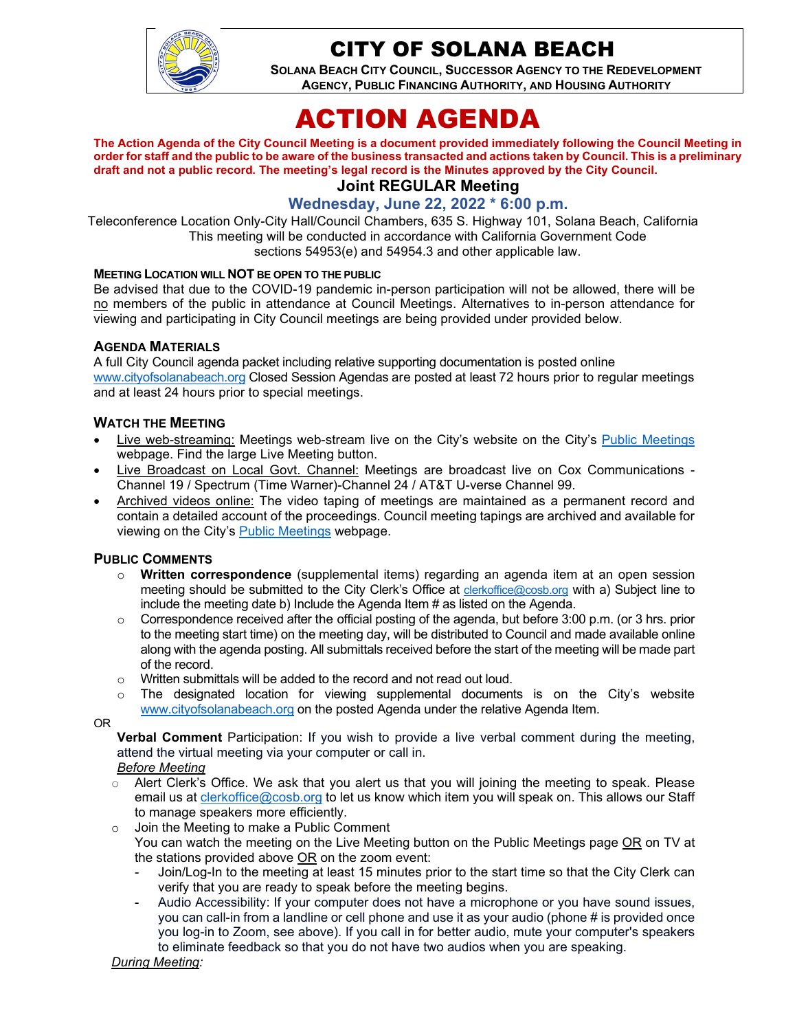# CITY OF SOLANA BEACH

**SOLANA BEACH CITY COUNCIL, SUCCESSOR AGENCY TO THE REDEVELOPMENT AGENCY, PUBLIC FINANCING AUTHORITY, AND HOUSING AUTHORITY**

# ACTION AGENDA

**The Action Agenda of the City Council Meeting is a document provided immediately following the Council Meeting in order for staff and the public to be aware of the business transacted and actions taken by Council. This is a preliminary draft and not a public record. The meeting's legal record is the Minutes approved by the City Council.**

## Joint REGULAR Meeting

### Wednesday, June 22, 2022 * 6:00 p.m.

Teleconference Location Only-City Hall/Council Chambers, 635 S. Highway 101, Solana Beach, California
This meeting will be conducted in accordance with California Government Code sections 54953(e) and 54954.3 and other applicable law.

**MEETING LOCATION WILL NOT BE OPEN TO THE PUBLIC**

Be advised that due to the COVID-19 pandemic in-person participation will not be allowed, there will be no members of the public in attendance at Council Meetings. Alternatives to in-person attendance for viewing and participating in City Council meetings are being provided under provided below.

**AGENDA MATERIALS**

A full City Council agenda packet including relative supporting documentation is posted online www.cityofsolanabeach.org Closed Session Agendas are posted at least 72 hours prior to regular meetings and at least 24 hours prior to special meetings.

**WATCH THE MEETING**

- Live web-streaming: Meetings web-stream live on the City's website on the City's Public Meetings webpage. Find the large Live Meeting button.
- Live Broadcast on Local Govt. Channel: Meetings are broadcast live on Cox Communications - Channel 19 / Spectrum (Time Warner)-Channel 24 / AT&T U-verse Channel 99.
- Archived videos online: The video taping of meetings are maintained as a permanent record and contain a detailed account of the proceedings. Council meeting tapings are archived and available for viewing on the City's Public Meetings webpage.

**PUBLIC COMMENTS**

- **Written correspondence** (supplemental items) regarding an agenda item at an open session meeting should be submitted to the City Clerk's Office at clerkoffice@cosb.org with a) Subject line to include the meeting date b) Include the Agenda Item # as listed on the Agenda.
- Correspondence received after the official posting of the agenda, but before 3:00 p.m. (or 3 hrs. prior to the meeting start time) on the meeting day, will be distributed to Council and made available online along with the agenda posting. All submittals received before the start of the meeting will be made part of the record.
- Written submittals will be added to the record and not read out loud.
- The designated location for viewing supplemental documents is on the City's website www.cityofsolanabeach.org on the posted Agenda under the relative Agenda Item.

OR

**Verbal Comment** Participation: If you wish to provide a live verbal comment during the meeting, attend the virtual meeting via your computer or call in.

*Before Meeting*

- Alert Clerk's Office. We ask that you alert us that you will joining the meeting to speak. Please email us at clerkoffice@cosb.org to let us know which item you will speak on. This allows our Staff to manage speakers more efficiently.
- Join the Meeting to make a Public Comment
  You can watch the meeting on the Live Meeting button on the Public Meetings page OR on TV at the stations provided above OR on the zoom event:
  - Join/Log-In to the meeting at least 15 minutes prior to the start time so that the City Clerk can verify that you are ready to speak before the meeting begins.
  - Audio Accessibility: If your computer does not have a microphone or you have sound issues, you can call-in from a landline or cell phone and use it as your audio (phone # is provided once you log-in to Zoom, see above). If you call in for better audio, mute your computer's speakers to eliminate feedback so that you do not have two audios when you are speaking.

*During Meeting:*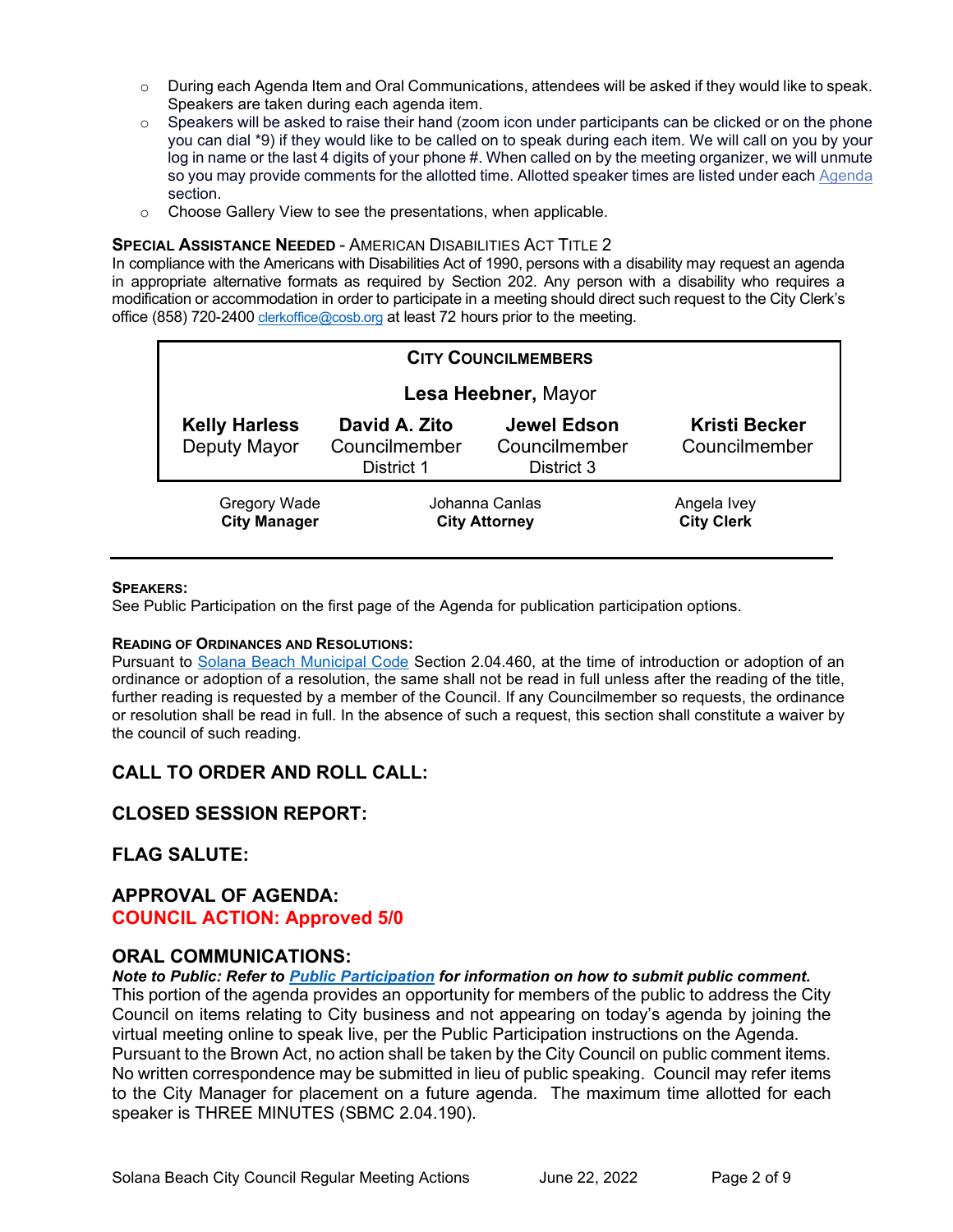- During each Agenda Item and Oral Communications, attendees will be asked if they would like to speak. Speakers are taken during each agenda item.
- Speakers will be asked to raise their hand (zoom icon under participants can be clicked or on the phone you can dial *9) if they would like to be called on to speak during each item. We will call on you by your log in name or the last 4 digits of your phone #. When called on by the meeting organizer, we will unmute so you may provide comments for the allotted time. Allotted speaker times are listed under each [Agenda](#) section.
- Choose Gallery View to see the presentations, when applicable.

**SPECIAL ASSISTANCE NEEDED** - AMERICAN DISABILITIES ACT TITLE 2

In compliance with the Americans with Disabilities Act of 1990, persons with a disability may request an agenda in appropriate alternative formats as required by Section 202. Any person with a disability who requires a modification or accommodation in order to participate in a meeting should direct such request to the City Clerk's office (858) 720-2400 clerkoffice@cosb.org at least 72 hours prior to the meeting.

| CITY COUNCILMEMBERS | | | |
|---|---|---|---|
| | **Lesa Heebner,** Mayor | | |
| **Kelly Harless** Deputy Mayor | **David A. Zito** Councilmember District 1 | **Jewel Edson** Councilmember District 3 | **Kristi Becker** Councilmember |

| Gregory Wade | Johanna Canlas | Angela Ivey |
|---|---|---|
| **City Manager** | **City Attorney** | **City Clerk** |

**SPEAKERS:**

See Public Participation on the first page of the Agenda for publication participation options.

**READING OF ORDINANCES AND RESOLUTIONS:**

Pursuant to [Solana Beach Municipal Code](#) Section 2.04.460, at the time of introduction or adoption of an ordinance or adoption of a resolution, the same shall not be read in full unless after the reading of the title, further reading is requested by a member of the Council. If any Councilmember so requests, the ordinance or resolution shall be read in full. In the absence of such a request, this section shall constitute a waiver by the council of such reading.

## CALL TO ORDER AND ROLL CALL:

## CLOSED SESSION REPORT:

## FLAG SALUTE:

## APPROVAL OF AGENDA:

**COUNCIL ACTION: Approved 5/0**

## ORAL COMMUNICATIONS:

***Note to Public: Refer to [Public Participation](#) for information on how to submit public comment.***

This portion of the agenda provides an opportunity for members of the public to address the City Council on items relating to City business and not appearing on today's agenda by joining the virtual meeting online to speak live, per the Public Participation instructions on the Agenda. Pursuant to the Brown Act, no action shall be taken by the City Council on public comment items. No written correspondence may be submitted in lieu of public speaking. Council may refer items to the City Manager for placement on a future agenda. The maximum time allotted for each speaker is THREE MINUTES (SBMC 2.04.190).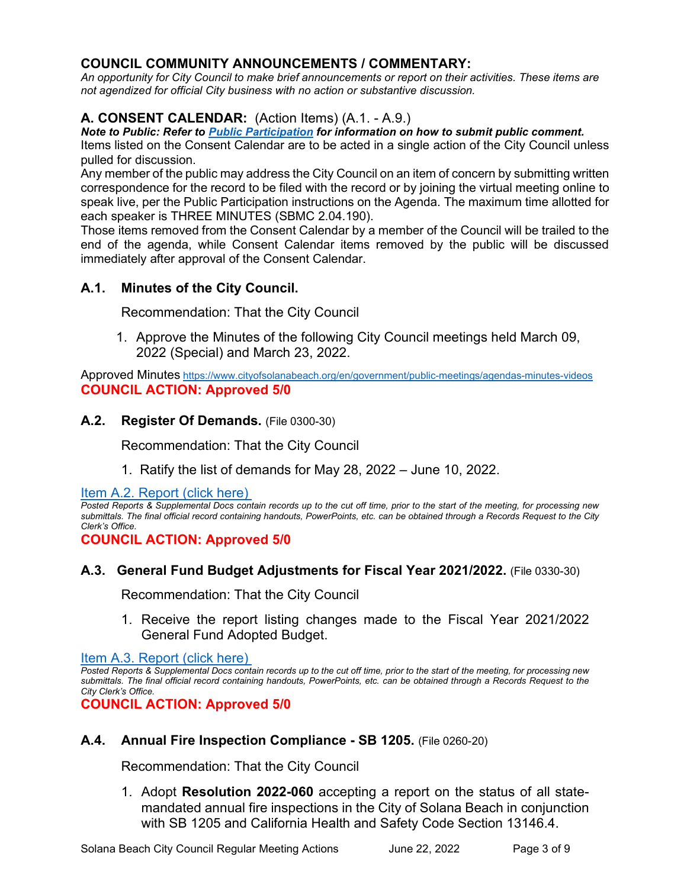## COUNCIL COMMUNITY ANNOUNCEMENTS / COMMENTARY:

*An opportunity for City Council to make brief announcements or report on their activities. These items are not agendized for official City business with no action or substantive discussion.*

## A. CONSENT CALENDAR: (Action Items) (A.1. - A.9.)

***Note to Public: Refer to [Public Participation](#) for information on how to submit public comment.***

Items listed on the Consent Calendar are to be acted in a single action of the City Council unless pulled for discussion.

Any member of the public may address the City Council on an item of concern by submitting written correspondence for the record to be filed with the record or by joining the virtual meeting online to speak live, per the Public Participation instructions on the Agenda. The maximum time allotted for each speaker is THREE MINUTES (SBMC 2.04.190).

Those items removed from the Consent Calendar by a member of the Council will be trailed to the end of the agenda, while Consent Calendar items removed by the public will be discussed immediately after approval of the Consent Calendar.

### A.1. Minutes of the City Council.

Recommendation: That the City Council

1. Approve the Minutes of the following City Council meetings held March 09, 2022 (Special) and March 23, 2022.

Approved Minutes https://www.cityofsolanabeach.org/en/government/public-meetings/agendas-minutes-videos

**COUNCIL ACTION: Approved 5/0**

### A.2. Register Of Demands. (File 0300-30)

Recommendation: That the City Council

1. Ratify the list of demands for May 28, 2022 – June 10, 2022.

Item A.2. Report (click here)

*Posted Reports & Supplemental Docs contain records up to the cut off time, prior to the start of the meeting, for processing new submittals. The final official record containing handouts, PowerPoints, etc. can be obtained through a Records Request to the City Clerk's Office.*

**COUNCIL ACTION: Approved 5/0**

### A.3. General Fund Budget Adjustments for Fiscal Year 2021/2022. (File 0330-30)

Recommendation: That the City Council

1. Receive the report listing changes made to the Fiscal Year 2021/2022 General Fund Adopted Budget.

Item A.3. Report (click here)

*Posted Reports & Supplemental Docs contain records up to the cut off time, prior to the start of the meeting, for processing new submittals. The final official record containing handouts, PowerPoints, etc. can be obtained through a Records Request to the City Clerk's Office.*

**COUNCIL ACTION: Approved 5/0**

### A.4. Annual Fire Inspection Compliance - SB 1205. (File 0260-20)

Recommendation: That the City Council

1. Adopt **Resolution 2022-060** accepting a report on the status of all state-mandated annual fire inspections in the City of Solana Beach in conjunction with SB 1205 and California Health and Safety Code Section 13146.4.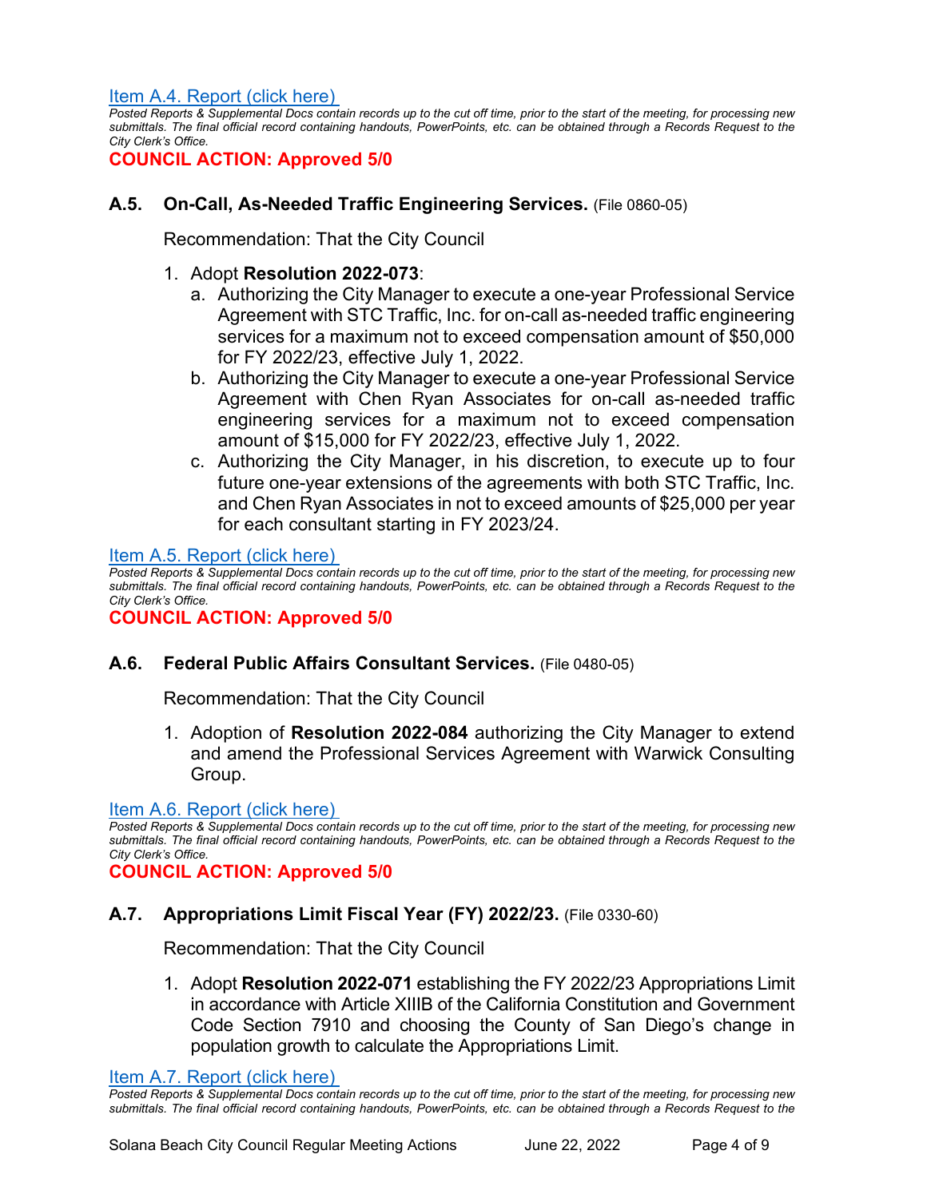[Item A.4. Report (click here)](#)

*Posted Reports & Supplemental Docs contain records up to the cut off time, prior to the start of the meeting, for processing new submittals. The final official record containing handouts, PowerPoints, etc. can be obtained through a Records Request to the City Clerk's Office.*

**COUNCIL ACTION: Approved 5/0**

### A.5. On-Call, As-Needed Traffic Engineering Services. (File 0860-05)

Recommendation: That the City Council

1. Adopt **Resolution 2022-073**:
   a. Authorizing the City Manager to execute a one-year Professional Service Agreement with STC Traffic, Inc. for on-call as-needed traffic engineering services for a maximum not to exceed compensation amount of $50,000 for FY 2022/23, effective July 1, 2022.
   b. Authorizing the City Manager to execute a one-year Professional Service Agreement with Chen Ryan Associates for on-call as-needed traffic engineering services for a maximum not to exceed compensation amount of $15,000 for FY 2022/23, effective July 1, 2022.
   c. Authorizing the City Manager, in his discretion, to execute up to four future one-year extensions of the agreements with both STC Traffic, Inc. and Chen Ryan Associates in not to exceed amounts of $25,000 per year for each consultant starting in FY 2023/24.

[Item A.5. Report (click here)](#)

*Posted Reports & Supplemental Docs contain records up to the cut off time, prior to the start of the meeting, for processing new submittals. The final official record containing handouts, PowerPoints, etc. can be obtained through a Records Request to the City Clerk's Office.*

**COUNCIL ACTION: Approved 5/0**

### A.6. Federal Public Affairs Consultant Services. (File 0480-05)

Recommendation: That the City Council

1. Adoption of **Resolution 2022-084** authorizing the City Manager to extend and amend the Professional Services Agreement with Warwick Consulting Group.

[Item A.6. Report (click here)](#)

*Posted Reports & Supplemental Docs contain records up to the cut off time, prior to the start of the meeting, for processing new submittals. The final official record containing handouts, PowerPoints, etc. can be obtained through a Records Request to the City Clerk's Office.*

**COUNCIL ACTION: Approved 5/0**

### A.7. Appropriations Limit Fiscal Year (FY) 2022/23. (File 0330-60)

Recommendation: That the City Council

1. Adopt **Resolution 2022-071** establishing the FY 2022/23 Appropriations Limit in accordance with Article XIIIB of the California Constitution and Government Code Section 7910 and choosing the County of San Diego's change in population growth to calculate the Appropriations Limit.

[Item A.7. Report (click here)](#)

*Posted Reports & Supplemental Docs contain records up to the cut off time, prior to the start of the meeting, for processing new submittals. The final official record containing handouts, PowerPoints, etc. can be obtained through a Records Request to the*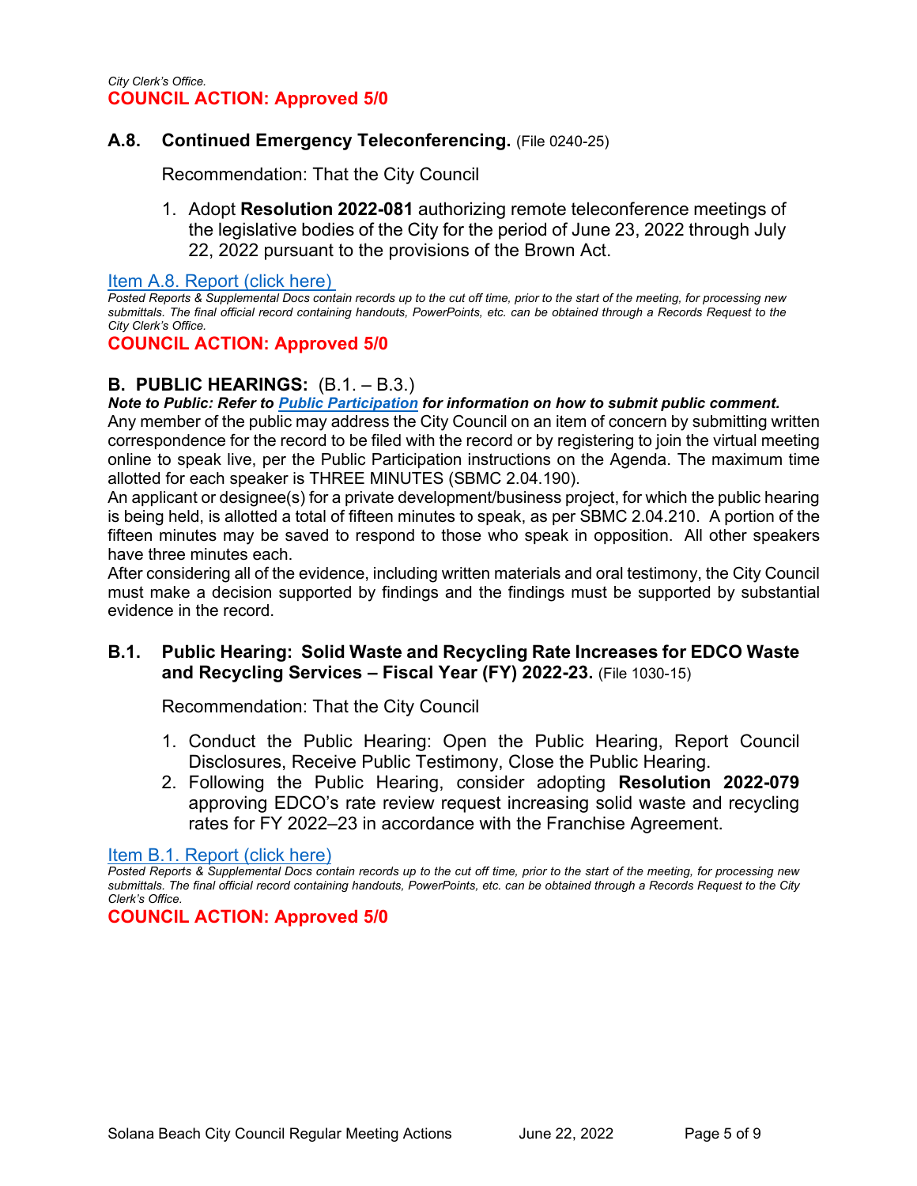*City Clerk's Office.*
**COUNCIL ACTION: Approved 5/0**

### A.8. Continued Emergency Teleconferencing. (File 0240-25)

Recommendation: That the City Council

1. Adopt **Resolution 2022-081** authorizing remote teleconference meetings of the legislative bodies of the City for the period of June 23, 2022 through July 22, 2022 pursuant to the provisions of the Brown Act.

[Item A.8. Report (click here)]

*Posted Reports & Supplemental Docs contain records up to the cut off time, prior to the start of the meeting, for processing new submittals. The final official record containing handouts, PowerPoints, etc. can be obtained through a Records Request to the City Clerk's Office.*

**COUNCIL ACTION: Approved 5/0**

## B. PUBLIC HEARINGS: (B.1. – B.3.)

***Note to Public: Refer to [Public Participation] for information on how to submit public comment.***

Any member of the public may address the City Council on an item of concern by submitting written correspondence for the record to be filed with the record or by registering to join the virtual meeting online to speak live, per the Public Participation instructions on the Agenda. The maximum time allotted for each speaker is THREE MINUTES (SBMC 2.04.190).

An applicant or designee(s) for a private development/business project, for which the public hearing is being held, is allotted a total of fifteen minutes to speak, as per SBMC 2.04.210. A portion of the fifteen minutes may be saved to respond to those who speak in opposition. All other speakers have three minutes each.

After considering all of the evidence, including written materials and oral testimony, the City Council must make a decision supported by findings and the findings must be supported by substantial evidence in the record.

### B.1. Public Hearing: Solid Waste and Recycling Rate Increases for EDCO Waste and Recycling Services – Fiscal Year (FY) 2022-23. (File 1030-15)

Recommendation: That the City Council

1. Conduct the Public Hearing: Open the Public Hearing, Report Council Disclosures, Receive Public Testimony, Close the Public Hearing.
2. Following the Public Hearing, consider adopting **Resolution 2022-079** approving EDCO's rate review request increasing solid waste and recycling rates for FY 2022–23 in accordance with the Franchise Agreement.

[Item B.1. Report (click here)]

*Posted Reports & Supplemental Docs contain records up to the cut off time, prior to the start of the meeting, for processing new submittals. The final official record containing handouts, PowerPoints, etc. can be obtained through a Records Request to the City Clerk's Office.*

**COUNCIL ACTION: Approved 5/0**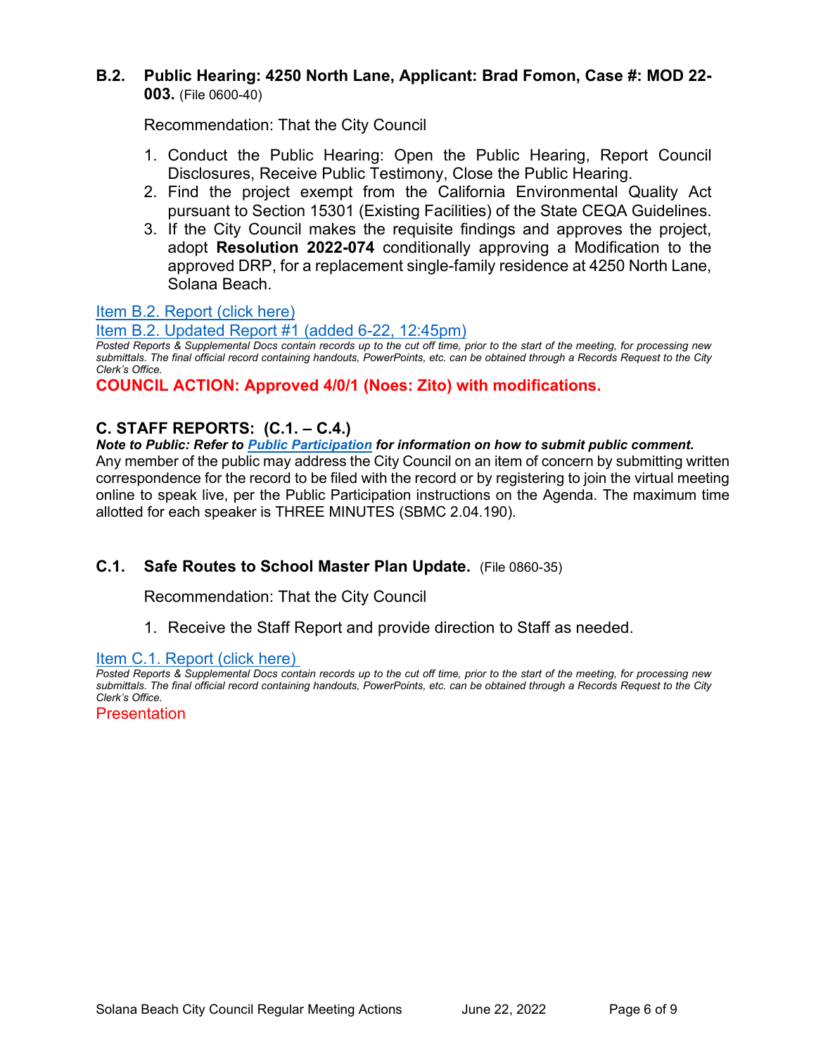### B.2. Public Hearing: 4250 North Lane, Applicant: Brad Fomon, Case #: MOD 22-003. (File 0600-40)

Recommendation: That the City Council

1. Conduct the Public Hearing: Open the Public Hearing, Report Council Disclosures, Receive Public Testimony, Close the Public Hearing.
2. Find the project exempt from the California Environmental Quality Act pursuant to Section 15301 (Existing Facilities) of the State CEQA Guidelines.
3. If the City Council makes the requisite findings and approves the project, adopt **Resolution 2022-074** conditionally approving a Modification to the approved DRP, for a replacement single-family residence at 4250 North Lane, Solana Beach.

Item B.2. Report (click here)

Item B.2. Updated Report #1 (added 6-22, 12:45pm)

*Posted Reports & Supplemental Docs contain records up to the cut off time, prior to the start of the meeting, for processing new submittals. The final official record containing handouts, PowerPoints, etc. can be obtained through a Records Request to the City Clerk's Office.*

**COUNCIL ACTION: Approved 4/0/1 (Noes: Zito) with modifications.**

## C. STAFF REPORTS: (C.1. – C.4.)

***Note to Public: Refer to Public Participation for information on how to submit public comment.***

Any member of the public may address the City Council on an item of concern by submitting written correspondence for the record to be filed with the record or by registering to join the virtual meeting online to speak live, per the Public Participation instructions on the Agenda. The maximum time allotted for each speaker is THREE MINUTES (SBMC 2.04.190).

### C.1. Safe Routes to School Master Plan Update. (File 0860-35)

Recommendation: That the City Council

1. Receive the Staff Report and provide direction to Staff as needed.

Item C.1. Report (click here)

*Posted Reports & Supplemental Docs contain records up to the cut off time, prior to the start of the meeting, for processing new submittals. The final official record containing handouts, PowerPoints, etc. can be obtained through a Records Request to the City Clerk's Office.*

Presentation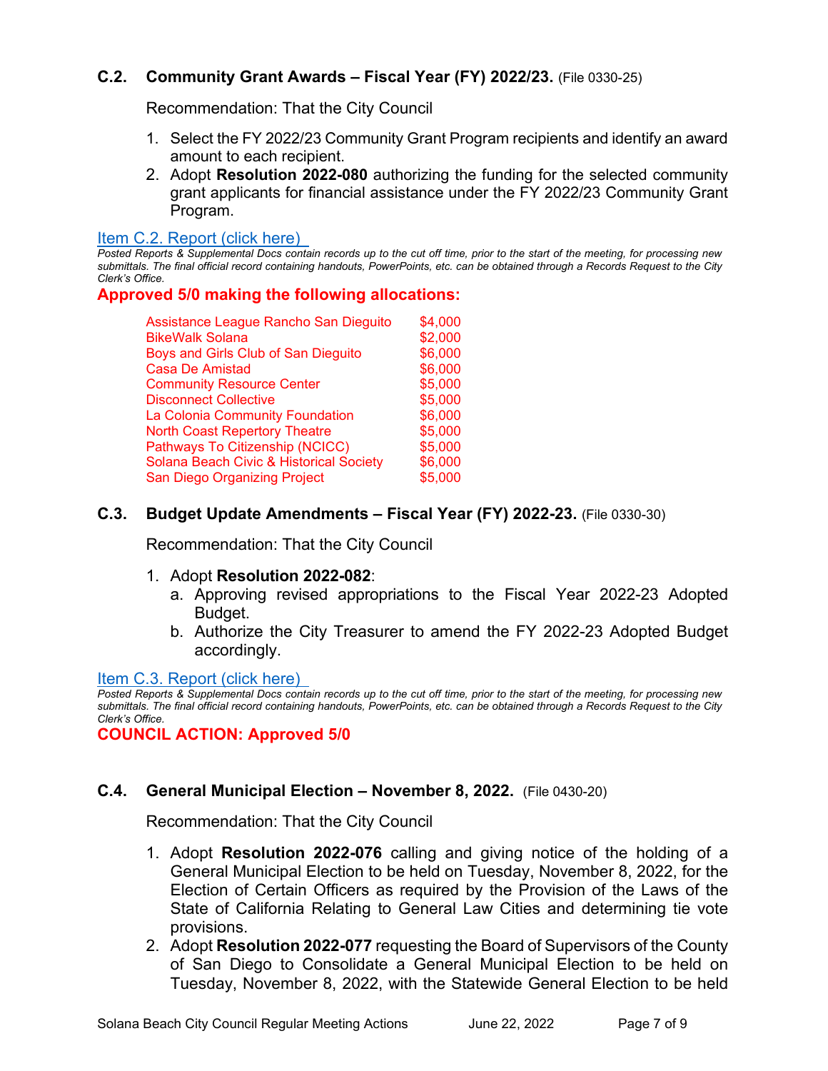### C.2. Community Grant Awards – Fiscal Year (FY) 2022/23. (File 0330-25)

Recommendation: That the City Council

1. Select the FY 2022/23 Community Grant Program recipients and identify an award amount to each recipient.
2. Adopt **Resolution 2022-080** authorizing the funding for the selected community grant applicants for financial assistance under the FY 2022/23 Community Grant Program.

[Item C.2. Report (click here)]

*Posted Reports & Supplemental Docs contain records up to the cut off time, prior to the start of the meeting, for processing new submittals. The final official record containing handouts, PowerPoints, etc. can be obtained through a Records Request to the City Clerk's Office.*

**Approved 5/0 making the following allocations:**

| | |
|---|---|
| Assistance League Rancho San Dieguito | $4,000 |
| BikeWalk Solana | $2,000 |
| Boys and Girls Club of San Dieguito | $6,000 |
| Casa De Amistad | $6,000 |
| Community Resource Center | $5,000 |
| Disconnect Collective | $5,000 |
| La Colonia Community Foundation | $6,000 |
| North Coast Repertory Theatre | $5,000 |
| Pathways To Citizenship (NCICC) | $5,000 |
| Solana Beach Civic & Historical Society | $6,000 |
| San Diego Organizing Project | $5,000 |

### C.3. Budget Update Amendments – Fiscal Year (FY) 2022-23. (File 0330-30)

Recommendation: That the City Council

1. Adopt **Resolution 2022-082**:
   a. Approving revised appropriations to the Fiscal Year 2022-23 Adopted Budget.
   b. Authorize the City Treasurer to amend the FY 2022-23 Adopted Budget accordingly.

[Item C.3. Report (click here)]

*Posted Reports & Supplemental Docs contain records up to the cut off time, prior to the start of the meeting, for processing new submittals. The final official record containing handouts, PowerPoints, etc. can be obtained through a Records Request to the City Clerk's Office.*

**COUNCIL ACTION: Approved 5/0**

### C.4. General Municipal Election – November 8, 2022. (File 0430-20)

Recommendation: That the City Council

1. Adopt **Resolution 2022-076** calling and giving notice of the holding of a General Municipal Election to be held on Tuesday, November 8, 2022, for the Election of Certain Officers as required by the Provision of the Laws of the State of California Relating to General Law Cities and determining tie vote provisions.
2. Adopt **Resolution 2022-077** requesting the Board of Supervisors of the County of San Diego to Consolidate a General Municipal Election to be held on Tuesday, November 8, 2022, with the Statewide General Election to be held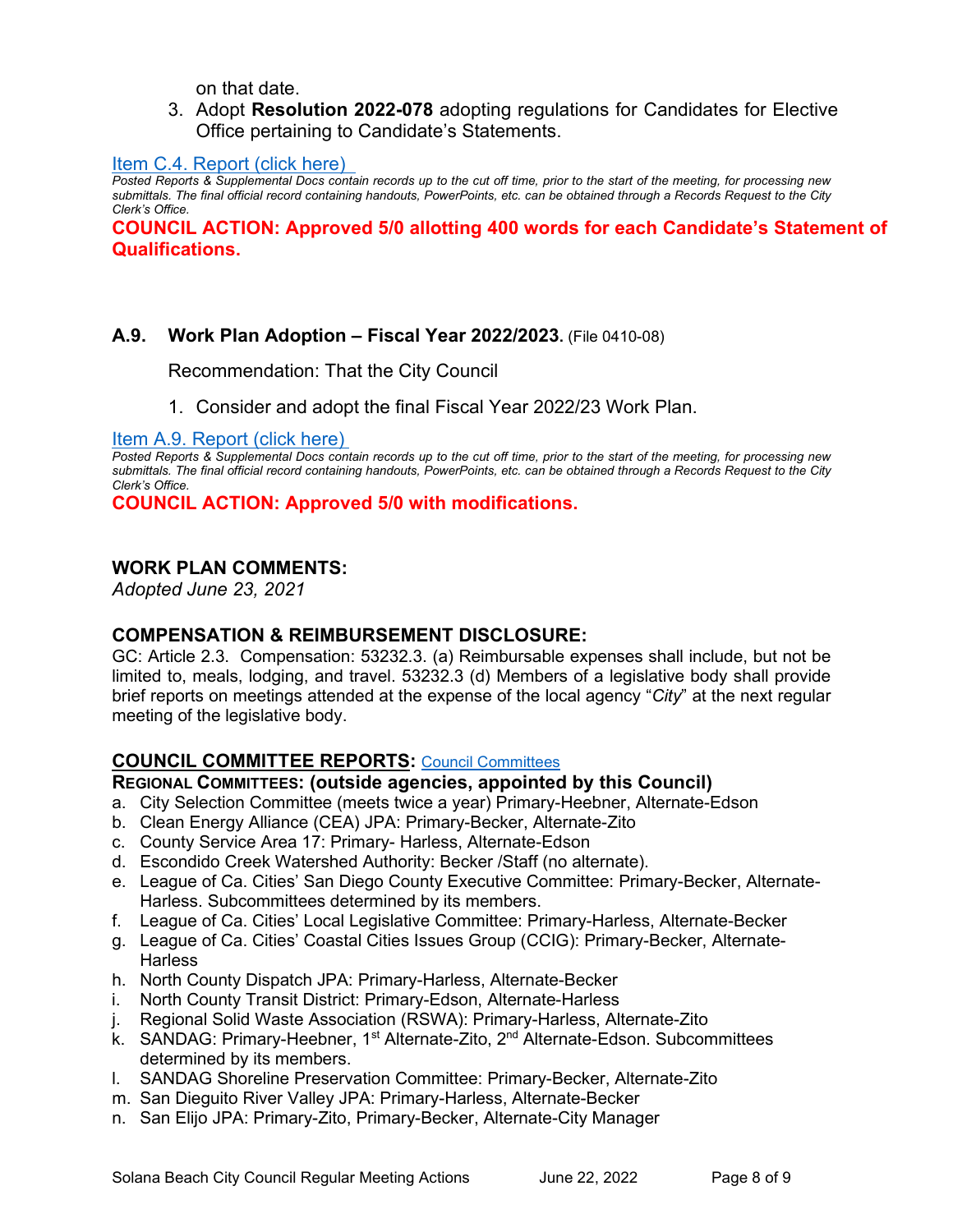on that date.

3. Adopt **Resolution 2022-078** adopting regulations for Candidates for Elective Office pertaining to Candidate's Statements.

[Item C.4. Report (click here)]

*Posted Reports & Supplemental Docs contain records up to the cut off time, prior to the start of the meeting, for processing new submittals. The final official record containing handouts, PowerPoints, etc. can be obtained through a Records Request to the City Clerk's Office.*

**COUNCIL ACTION: Approved 5/0 allotting 400 words for each Candidate's Statement of Qualifications.**

### A.9. Work Plan Adoption – Fiscal Year 2022/2023. (File 0410-08)

Recommendation: That the City Council

1. Consider and adopt the final Fiscal Year 2022/23 Work Plan.

[Item A.9. Report (click here)]

*Posted Reports & Supplemental Docs contain records up to the cut off time, prior to the start of the meeting, for processing new submittals. The final official record containing handouts, PowerPoints, etc. can be obtained through a Records Request to the City Clerk's Office.*

**COUNCIL ACTION: Approved 5/0 with modifications.**

## WORK PLAN COMMENTS:

*Adopted June 23, 2021*

## COMPENSATION & REIMBURSEMENT DISCLOSURE:

GC: Article 2.3. Compensation: 53232.3. (a) Reimbursable expenses shall include, but not be limited to, meals, lodging, and travel. 53232.3 (d) Members of a legislative body shall provide brief reports on meetings attended at the expense of the local agency "*City*" at the next regular meeting of the legislative body.

## COUNCIL COMMITTEE REPORTS: [Council Committees]

**REGIONAL COMMITTEES: (outside agencies, appointed by this Council)**

a. City Selection Committee (meets twice a year) Primary-Heebner, Alternate-Edson
b. Clean Energy Alliance (CEA) JPA: Primary-Becker, Alternate-Zito
c. County Service Area 17: Primary- Harless, Alternate-Edson
d. Escondido Creek Watershed Authority: Becker /Staff (no alternate).
e. League of Ca. Cities' San Diego County Executive Committee: Primary-Becker, Alternate-Harless. Subcommittees determined by its members.
f. League of Ca. Cities' Local Legislative Committee: Primary-Harless, Alternate-Becker
g. League of Ca. Cities' Coastal Cities Issues Group (CCIG): Primary-Becker, Alternate-Harless
h. North County Dispatch JPA: Primary-Harless, Alternate-Becker
i. North County Transit District: Primary-Edson, Alternate-Harless
j. Regional Solid Waste Association (RSWA): Primary-Harless, Alternate-Zito
k. SANDAG: Primary-Heebner, 1st Alternate-Zito, 2nd Alternate-Edson. Subcommittees determined by its members.
l. SANDAG Shoreline Preservation Committee: Primary-Becker, Alternate-Zito
m. San Dieguito River Valley JPA: Primary-Harless, Alternate-Becker
n. San Elijo JPA: Primary-Zito, Primary-Becker, Alternate-City Manager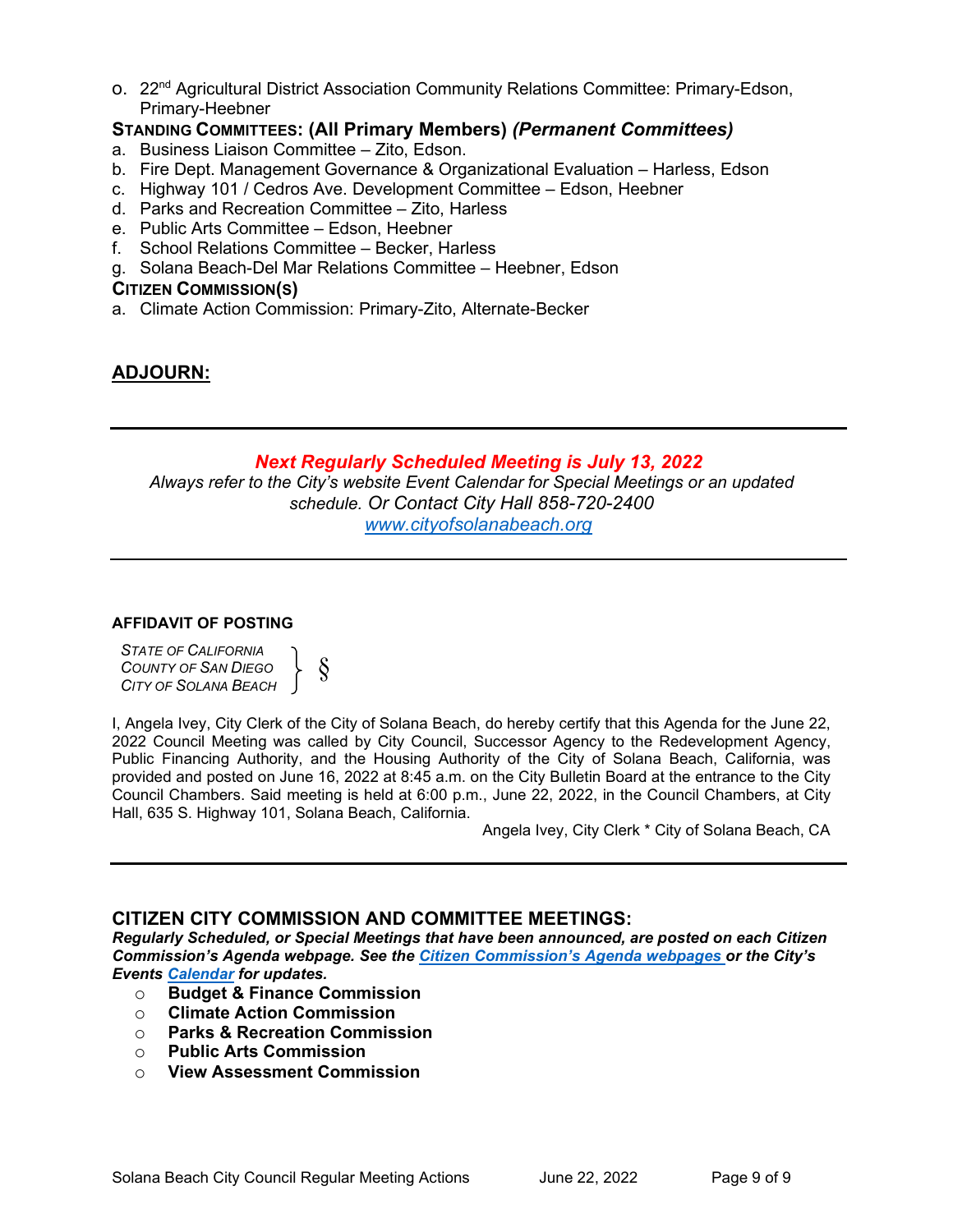o. 22nd Agricultural District Association Community Relations Committee: Primary-Edson, Primary-Heebner

**STANDING COMMITTEES: (All Primary Members)** ***(Permanent Committees)***

a. Business Liaison Committee – Zito, Edson.
b. Fire Dept. Management Governance & Organizational Evaluation – Harless, Edson
c. Highway 101 / Cedros Ave. Development Committee – Edson, Heebner
d. Parks and Recreation Committee – Zito, Harless
e. Public Arts Committee – Edson, Heebner
f. School Relations Committee – Becker, Harless
g. Solana Beach-Del Mar Relations Committee – Heebner, Edson

**CITIZEN COMMISSION(S)**

a. Climate Action Commission: Primary-Zito, Alternate-Becker

## ADJOURN:

---

***Next Regularly Scheduled Meeting is July 13, 2022***

*Always refer to the City's website Event Calendar for Special Meetings or an updated schedule. Or Contact City Hall 858-720-2400*

*www.cityofsolanabeach.org*

---

**AFFIDAVIT OF POSTING**

*STATE OF CALIFORNIA*
*COUNTY OF SAN DIEGO* } §
*CITY OF SOLANA BEACH*

I, Angela Ivey, City Clerk of the City of Solana Beach, do hereby certify that this Agenda for the June 22, 2022 Council Meeting was called by City Council, Successor Agency to the Redevelopment Agency, Public Financing Authority, and the Housing Authority of the City of Solana Beach, California, was provided and posted on June 16, 2022 at 8:45 a.m. on the City Bulletin Board at the entrance to the City Council Chambers. Said meeting is held at 6:00 p.m., June 22, 2022, in the Council Chambers, at City Hall, 635 S. Highway 101, Solana Beach, California.

Angela Ivey, City Clerk * City of Solana Beach, CA

---

## CITIZEN CITY COMMISSION AND COMMITTEE MEETINGS:

***Regularly Scheduled, or Special Meetings that have been announced, are posted on each Citizen Commission's Agenda webpage. See the Citizen Commission's Agenda webpages or the City's Events Calendar for updates.***

- **Budget & Finance Commission**
- **Climate Action Commission**
- **Parks & Recreation Commission**
- **Public Arts Commission**
- **View Assessment Commission**